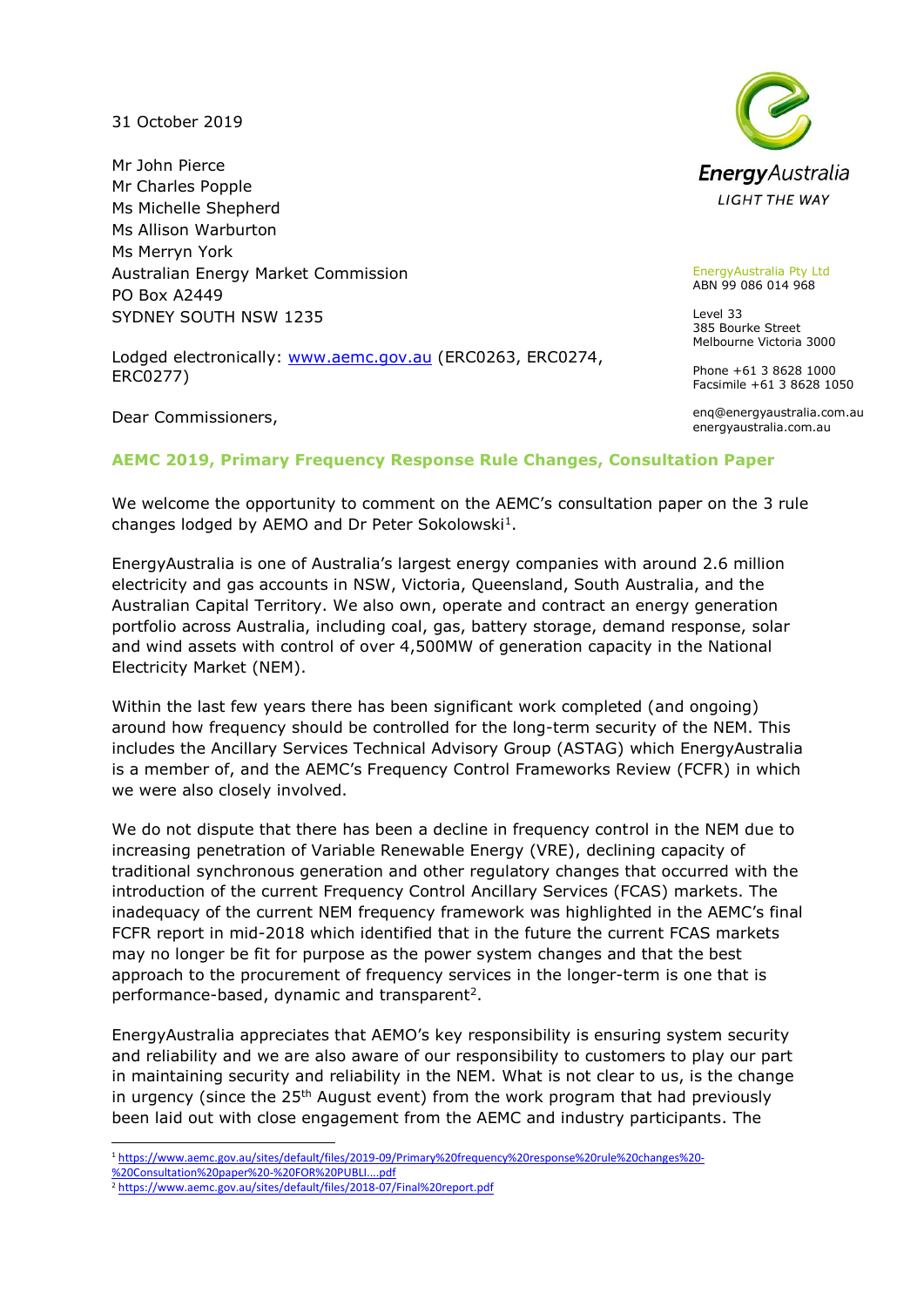31 October 2019

Mr John Pierce
Mr Charles Popple
Ms Michelle Shepherd
Ms Allison Warburton
Ms Merryn York
Australian Energy Market Commission
PO Box A2449
SYDNEY SOUTH NSW 1235

Lodged electronically: [www.aemc.gov.au](www.aemc.gov.au) (ERC0263, ERC0274, ERC0277)

EnergyAustralia
LIGHT THE WAY

EnergyAustralia Pty Ltd
ABN 99 086 014 968

Level 33
385 Bourke Street
Melbourne Victoria 3000

Phone +61 3 8628 1000
Facsimile +61 3 8628 1050

enq@energyaustralia.com.au
energyaustralia.com.au

Dear Commissioners,

## AEMC 2019, Primary Frequency Response Rule Changes, Consultation Paper

We welcome the opportunity to comment on the AEMC's consultation paper on the 3 rule changes lodged by AEMO and Dr Peter Sokolowski[1].

EnergyAustralia is one of Australia's largest energy companies with around 2.6 million electricity and gas accounts in NSW, Victoria, Queensland, South Australia, and the Australian Capital Territory. We also own, operate and contract an energy generation portfolio across Australia, including coal, gas, battery storage, demand response, solar and wind assets with control of over 4,500MW of generation capacity in the National Electricity Market (NEM).

Within the last few years there has been significant work completed (and ongoing) around how frequency should be controlled for the long-term security of the NEM. This includes the Ancillary Services Technical Advisory Group (ASTAG) which EnergyAustralia is a member of, and the AEMC's Frequency Control Frameworks Review (FCFR) in which we were also closely involved.

We do not dispute that there has been a decline in frequency control in the NEM due to increasing penetration of Variable Renewable Energy (VRE), declining capacity of traditional synchronous generation and other regulatory changes that occurred with the introduction of the current Frequency Control Ancillary Services (FCAS) markets. The inadequacy of the current NEM frequency framework was highlighted in the AEMC's final FCFR report in mid-2018 which identified that in the future the current FCAS markets may no longer be fit for purpose as the power system changes and that the best approach to the procurement of frequency services in the longer-term is one that is performance-based, dynamic and transparent[2].

EnergyAustralia appreciates that AEMO's key responsibility is ensuring system security and reliability and we are also aware of our responsibility to customers to play our part in maintaining security and reliability in the NEM. What is not clear to us, is the change in urgency (since the 25th August event) from the work program that had previously been laid out with close engagement from the AEMC and industry participants. The

[1] https://www.aemc.gov.au/sites/default/files/2019-09/Primary%20frequency%20response%20rule%20changes%20-%20Consultation%20paper%20-%20FOR%20PUBLI....pdf

[2] https://www.aemc.gov.au/sites/default/files/2018-07/Final%20report.pdf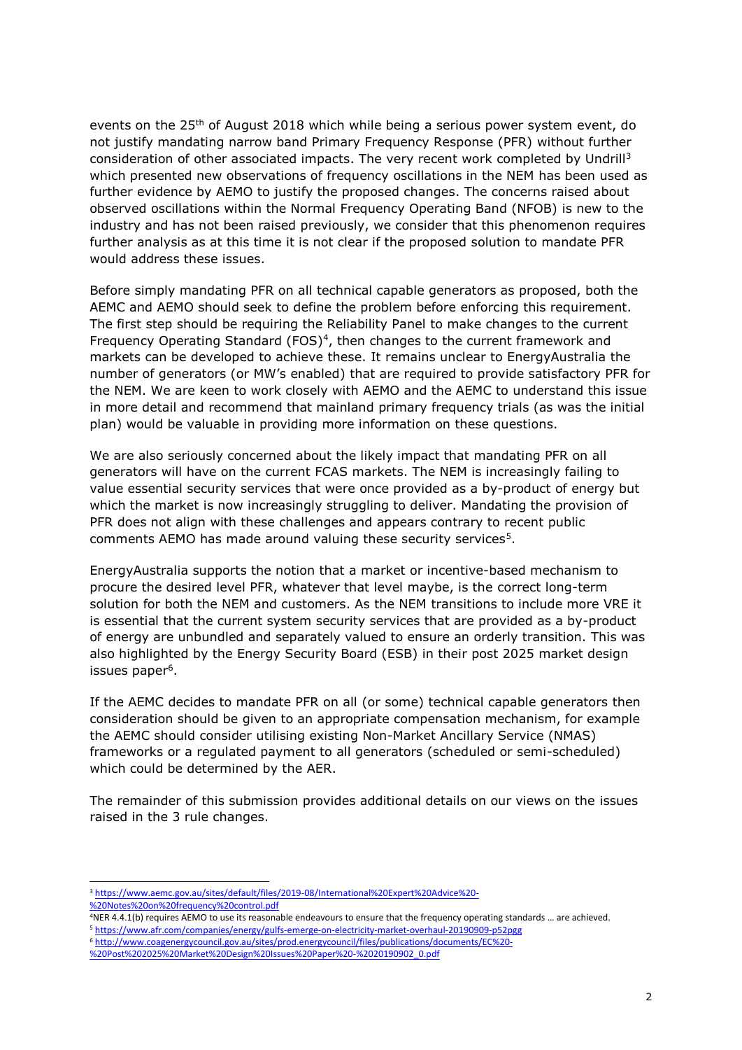events on the 25th of August 2018 which while being a serious power system event, do not justify mandating narrow band Primary Frequency Response (PFR) without further consideration of other associated impacts. The very recent work completed by Undrill[3] which presented new observations of frequency oscillations in the NEM has been used as further evidence by AEMO to justify the proposed changes. The concerns raised about observed oscillations within the Normal Frequency Operating Band (NFOB) is new to the industry and has not been raised previously, we consider that this phenomenon requires further analysis as at this time it is not clear if the proposed solution to mandate PFR would address these issues.

Before simply mandating PFR on all technical capable generators as proposed, both the AEMC and AEMO should seek to define the problem before enforcing this requirement. The first step should be requiring the Reliability Panel to make changes to the current Frequency Operating Standard (FOS)[4], then changes to the current framework and markets can be developed to achieve these. It remains unclear to EnergyAustralia the number of generators (or MW's enabled) that are required to provide satisfactory PFR for the NEM. We are keen to work closely with AEMO and the AEMC to understand this issue in more detail and recommend that mainland primary frequency trials (as was the initial plan) would be valuable in providing more information on these questions.

We are also seriously concerned about the likely impact that mandating PFR on all generators will have on the current FCAS markets. The NEM is increasingly failing to value essential security services that were once provided as a by-product of energy but which the market is now increasingly struggling to deliver. Mandating the provision of PFR does not align with these challenges and appears contrary to recent public comments AEMO has made around valuing these security services[5].

EnergyAustralia supports the notion that a market or incentive-based mechanism to procure the desired level PFR, whatever that level maybe, is the correct long-term solution for both the NEM and customers. As the NEM transitions to include more VRE it is essential that the current system security services that are provided as a by-product of energy are unbundled and separately valued to ensure an orderly transition. This was also highlighted by the Energy Security Board (ESB) in their post 2025 market design issues paper[6].

If the AEMC decides to mandate PFR on all (or some) technical capable generators then consideration should be given to an appropriate compensation mechanism, for example the AEMC should consider utilising existing Non-Market Ancillary Service (NMAS) frameworks or a regulated payment to all generators (scheduled or semi-scheduled) which could be determined by the AER.

The remainder of this submission provides additional details on our views on the issues raised in the 3 rule changes.

---

[3] https://www.aemc.gov.au/sites/default/files/2019-08/International%20Expert%20Advice%20-%20Notes%20on%20frequency%20control.pdf

[4] NER 4.4.1(b) requires AEMO to use its reasonable endeavours to ensure that the frequency operating standards … are achieved.

[5] https://www.afr.com/companies/energy/gulfs-emerge-on-electricity-market-overhaul-20190909-p52pgg

[6] http://www.coagenergycouncil.gov.au/sites/prod.energycouncil/files/publications/documents/EC%20-%20Post%202025%20Market%20Design%20Issues%20Paper%20-%2020190902_0.pdf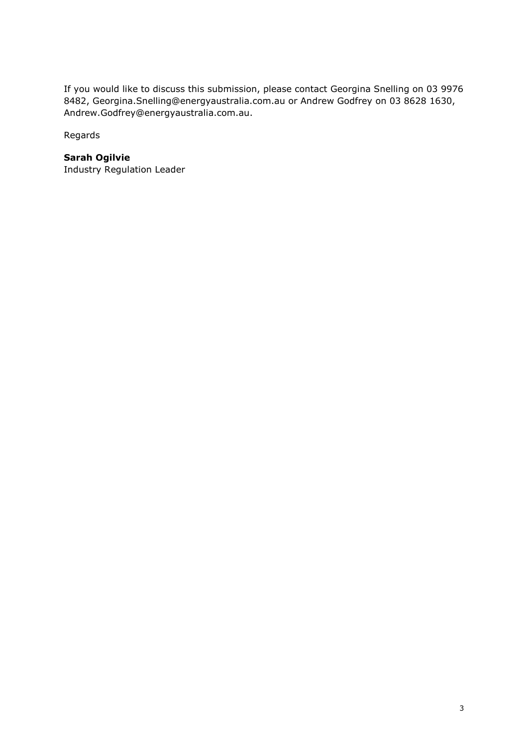If you would like to discuss this submission, please contact Georgina Snelling on 03 9976 8482, Georgina.Snelling@energyaustralia.com.au or Andrew Godfrey on 03 8628 1630, Andrew.Godfrey@energyaustralia.com.au.

Regards

**Sarah Ogilvie**
Industry Regulation Leader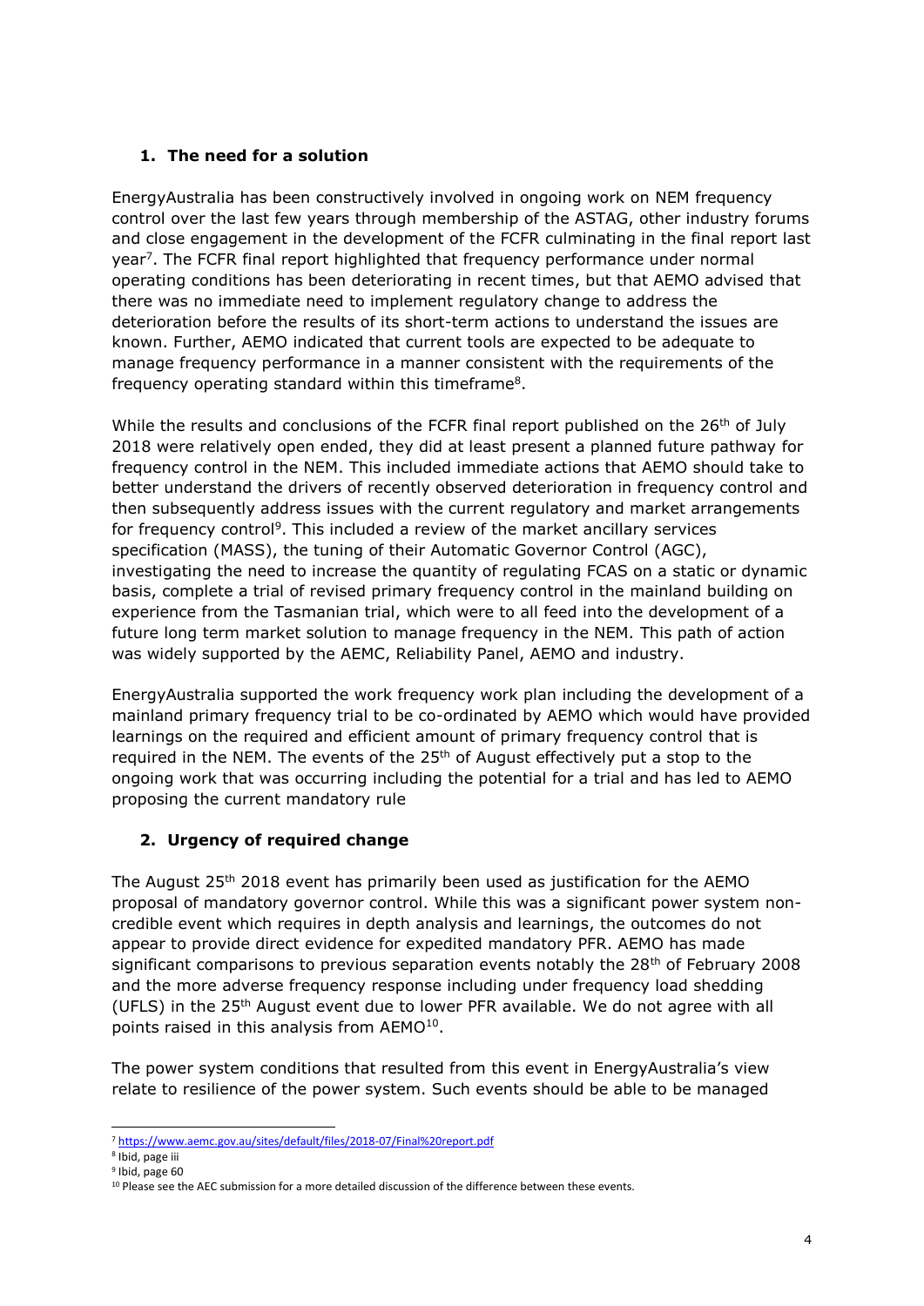## 1. The need for a solution

EnergyAustralia has been constructively involved in ongoing work on NEM frequency control over the last few years through membership of the ASTAG, other industry forums and close engagement in the development of the FCFR culminating in the final report last year[7]. The FCFR final report highlighted that frequency performance under normal operating conditions has been deteriorating in recent times, but that AEMO advised that there was no immediate need to implement regulatory change to address the deterioration before the results of its short-term actions to understand the issues are known. Further, AEMO indicated that current tools are expected to be adequate to manage frequency performance in a manner consistent with the requirements of the frequency operating standard within this timeframe[8].

While the results and conclusions of the FCFR final report published on the 26th of July 2018 were relatively open ended, they did at least present a planned future pathway for frequency control in the NEM. This included immediate actions that AEMO should take to better understand the drivers of recently observed deterioration in frequency control and then subsequently address issues with the current regulatory and market arrangements for frequency control[9]. This included a review of the market ancillary services specification (MASS), the tuning of their Automatic Governor Control (AGC), investigating the need to increase the quantity of regulating FCAS on a static or dynamic basis, complete a trial of revised primary frequency control in the mainland building on experience from the Tasmanian trial, which were to all feed into the development of a future long term market solution to manage frequency in the NEM. This path of action was widely supported by the AEMC, Reliability Panel, AEMO and industry.

EnergyAustralia supported the work frequency work plan including the development of a mainland primary frequency trial to be co-ordinated by AEMO which would have provided learnings on the required and efficient amount of primary frequency control that is required in the NEM. The events of the 25th of August effectively put a stop to the ongoing work that was occurring including the potential for a trial and has led to AEMO proposing the current mandatory rule

## 2. Urgency of required change

The August 25th 2018 event has primarily been used as justification for the AEMO proposal of mandatory governor control. While this was a significant power system non-credible event which requires in depth analysis and learnings, the outcomes do not appear to provide direct evidence for expedited mandatory PFR. AEMO has made significant comparisons to previous separation events notably the 28th of February 2008 and the more adverse frequency response including under frequency load shedding (UFLS) in the 25th August event due to lower PFR available. We do not agree with all points raised in this analysis from AEMO[10].

The power system conditions that resulted from this event in EnergyAustralia's view relate to resilience of the power system. Such events should be able to be managed

---

[7] https://www.aemc.gov.au/sites/default/files/2018-07/Final%20report.pdf

[8] Ibid, page iii

[9] Ibid, page 60

[10] Please see the AEC submission for a more detailed discussion of the difference between these events.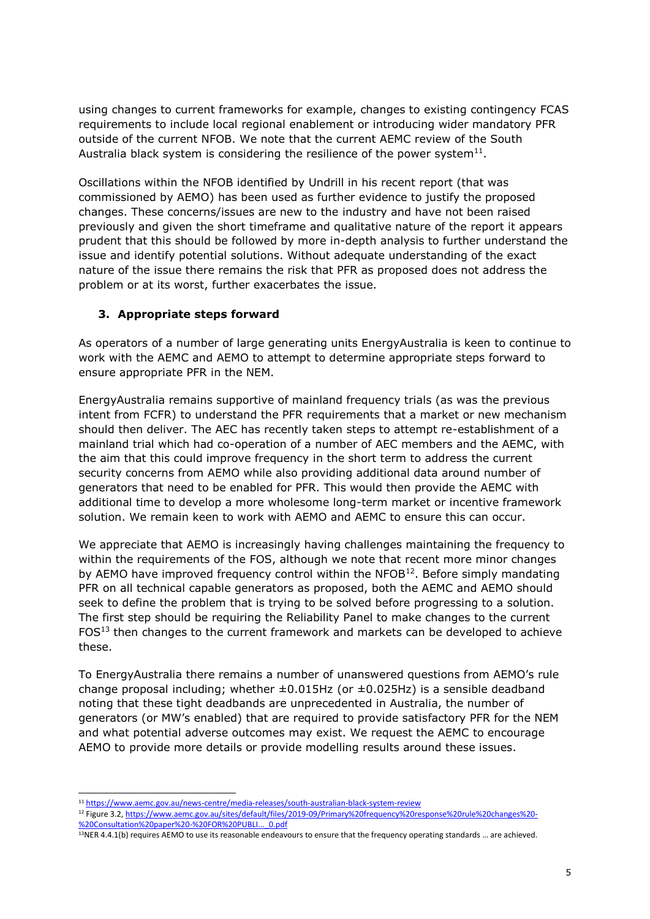using changes to current frameworks for example, changes to existing contingency FCAS requirements to include local regional enablement or introducing wider mandatory PFR outside of the current NFOB. We note that the current AEMC review of the South Australia black system is considering the resilience of the power system[11].

Oscillations within the NFOB identified by Undrill in his recent report (that was commissioned by AEMO) has been used as further evidence to justify the proposed changes. These concerns/issues are new to the industry and have not been raised previously and given the short timeframe and qualitative nature of the report it appears prudent that this should be followed by more in-depth analysis to further understand the issue and identify potential solutions. Without adequate understanding of the exact nature of the issue there remains the risk that PFR as proposed does not address the problem or at its worst, further exacerbates the issue.

### 3. Appropriate steps forward

As operators of a number of large generating units EnergyAustralia is keen to continue to work with the AEMC and AEMO to attempt to determine appropriate steps forward to ensure appropriate PFR in the NEM.

EnergyAustralia remains supportive of mainland frequency trials (as was the previous intent from FCFR) to understand the PFR requirements that a market or new mechanism should then deliver. The AEC has recently taken steps to attempt re-establishment of a mainland trial which had co-operation of a number of AEC members and the AEMC, with the aim that this could improve frequency in the short term to address the current security concerns from AEMO while also providing additional data around number of generators that need to be enabled for PFR. This would then provide the AEMC with additional time to develop a more wholesome long-term market or incentive framework solution. We remain keen to work with AEMO and AEMC to ensure this can occur.

We appreciate that AEMO is increasingly having challenges maintaining the frequency to within the requirements of the FOS, although we note that recent more minor changes by AEMO have improved frequency control within the NFOB[12]. Before simply mandating PFR on all technical capable generators as proposed, both the AEMC and AEMO should seek to define the problem that is trying to be solved before progressing to a solution. The first step should be requiring the Reliability Panel to make changes to the current FOS[13] then changes to the current framework and markets can be developed to achieve these.

To EnergyAustralia there remains a number of unanswered questions from AEMO's rule change proposal including; whether ±0.015Hz (or ±0.025Hz) is a sensible deadband noting that these tight deadbands are unprecedented in Australia, the number of generators (or MW's enabled) that are required to provide satisfactory PFR for the NEM and what potential adverse outcomes may exist. We request the AEMC to encourage AEMO to provide more details or provide modelling results around these issues.

---

[11] https://www.aemc.gov.au/news-centre/media-releases/south-australian-black-system-review

[12] Figure 3.2, https://www.aemc.gov.au/sites/default/files/2019-09/Primary%20frequency%20response%20rule%20changes%20-%20Consultation%20paper%20-%20FOR%20PUBLI..._0.pdf

[13] NER 4.4.1(b) requires AEMO to use its reasonable endeavours to ensure that the frequency operating standards … are achieved.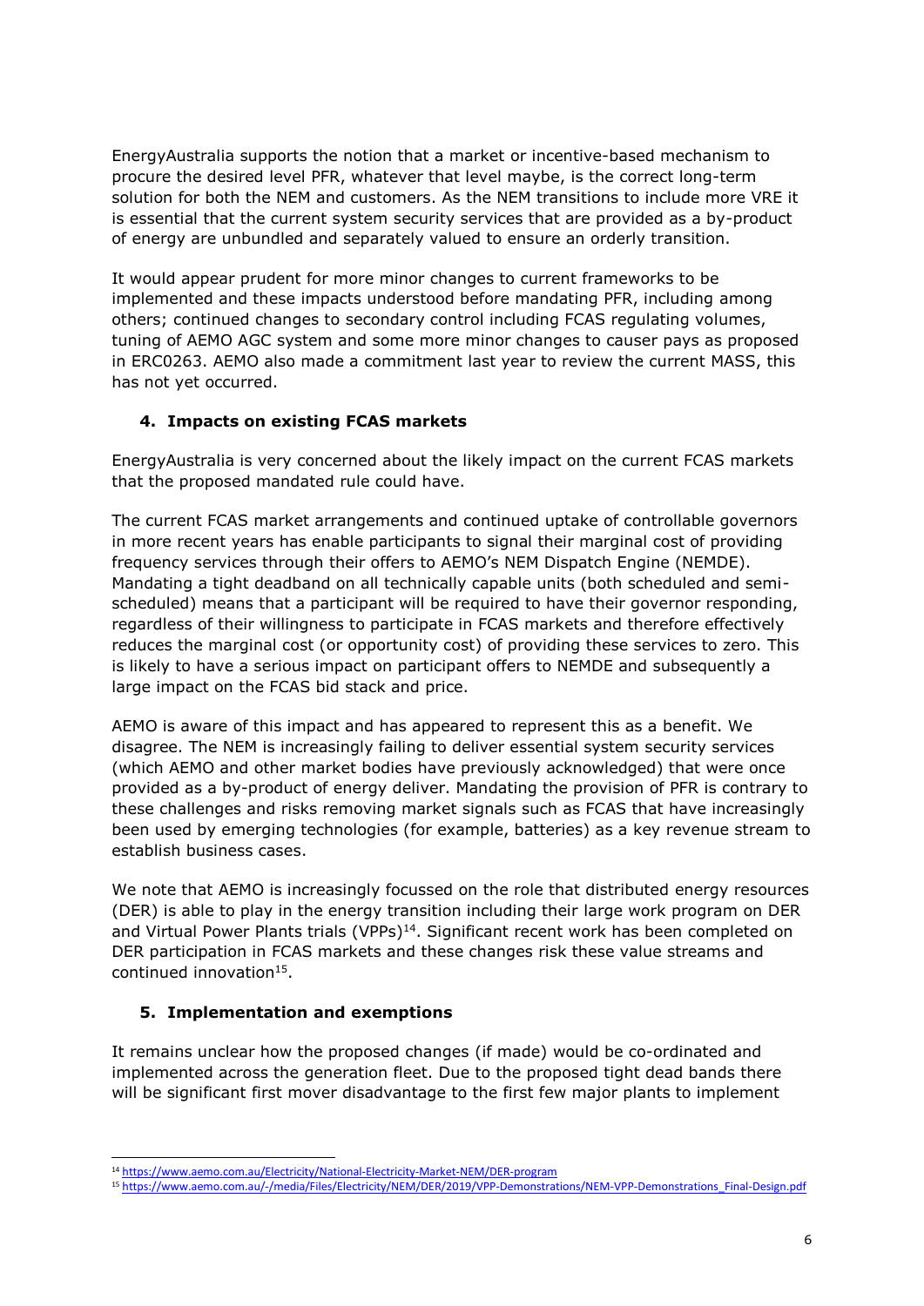EnergyAustralia supports the notion that a market or incentive-based mechanism to procure the desired level PFR, whatever that level maybe, is the correct long-term solution for both the NEM and customers. As the NEM transitions to include more VRE it is essential that the current system security services that are provided as a by-product of energy are unbundled and separately valued to ensure an orderly transition.

It would appear prudent for more minor changes to current frameworks to be implemented and these impacts understood before mandating PFR, including among others; continued changes to secondary control including FCAS regulating volumes, tuning of AEMO AGC system and some more minor changes to causer pays as proposed in ERC0263. AEMO also made a commitment last year to review the current MASS, this has not yet occurred.

## 4. Impacts on existing FCAS markets

EnergyAustralia is very concerned about the likely impact on the current FCAS markets that the proposed mandated rule could have.

The current FCAS market arrangements and continued uptake of controllable governors in more recent years has enable participants to signal their marginal cost of providing frequency services through their offers to AEMO's NEM Dispatch Engine (NEMDE). Mandating a tight deadband on all technically capable units (both scheduled and semi-scheduled) means that a participant will be required to have their governor responding, regardless of their willingness to participate in FCAS markets and therefore effectively reduces the marginal cost (or opportunity cost) of providing these services to zero. This is likely to have a serious impact on participant offers to NEMDE and subsequently a large impact on the FCAS bid stack and price.

AEMO is aware of this impact and has appeared to represent this as a benefit. We disagree. The NEM is increasingly failing to deliver essential system security services (which AEMO and other market bodies have previously acknowledged) that were once provided as a by-product of energy deliver. Mandating the provision of PFR is contrary to these challenges and risks removing market signals such as FCAS that have increasingly been used by emerging technologies (for example, batteries) as a key revenue stream to establish business cases.

We note that AEMO is increasingly focussed on the role that distributed energy resources (DER) is able to play in the energy transition including their large work program on DER and Virtual Power Plants trials (VPPs)[14]. Significant recent work has been completed on DER participation in FCAS markets and these changes risk these value streams and continued innovation[15].

## 5. Implementation and exemptions

It remains unclear how the proposed changes (if made) would be co-ordinated and implemented across the generation fleet. Due to the proposed tight dead bands there will be significant first mover disadvantage to the first few major plants to implement

---

[14] https://www.aemo.com.au/Electricity/National-Electricity-Market-NEM/DER-program

[15] https://www.aemo.com.au/-/media/Files/Electricity/NEM/DER/2019/VPP-Demonstrations/NEM-VPP-Demonstrations_Final-Design.pdf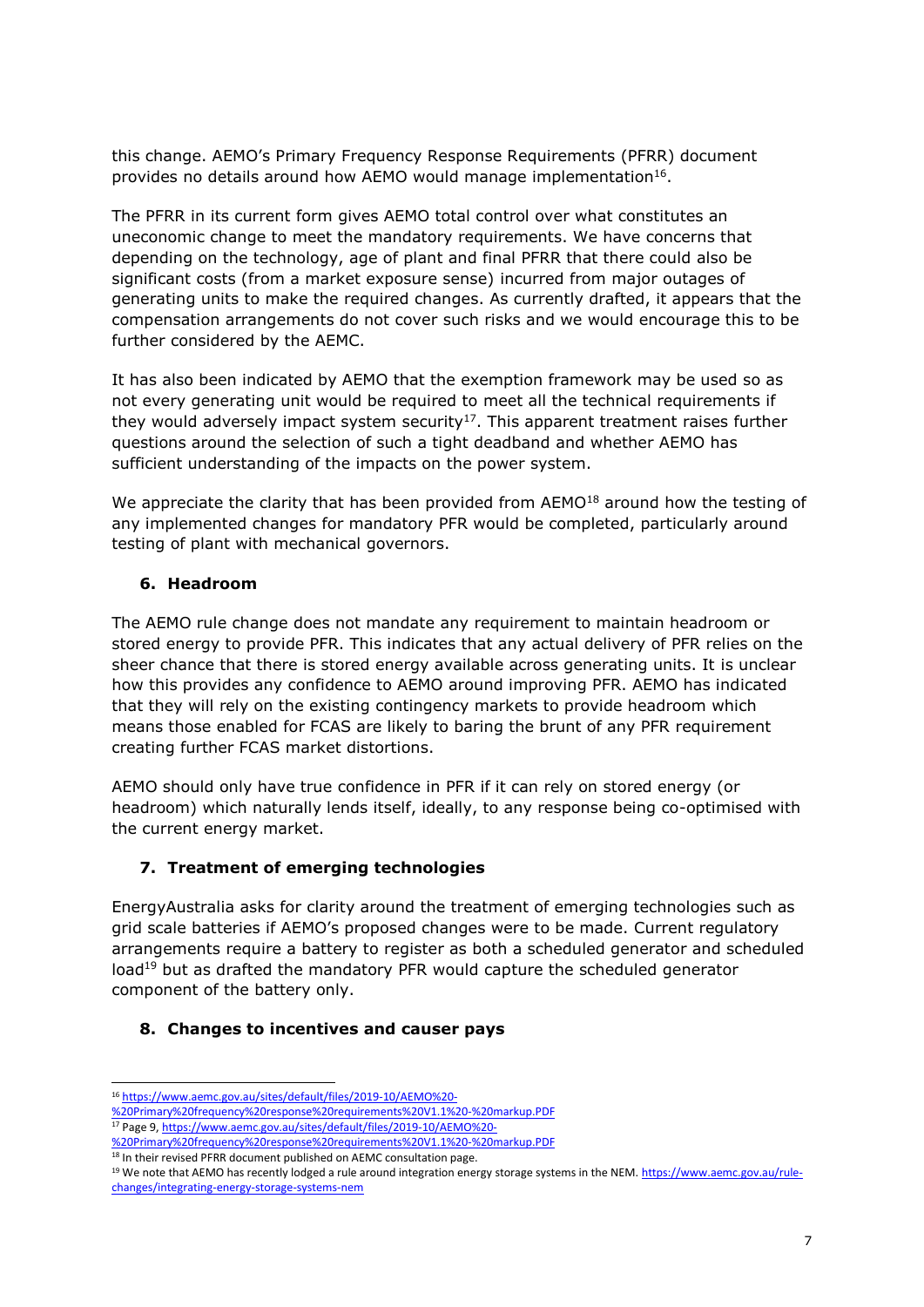this change. AEMO's Primary Frequency Response Requirements (PFRR) document provides no details around how AEMO would manage implementation[16].

The PFRR in its current form gives AEMO total control over what constitutes an uneconomic change to meet the mandatory requirements. We have concerns that depending on the technology, age of plant and final PFRR that there could also be significant costs (from a market exposure sense) incurred from major outages of generating units to make the required changes. As currently drafted, it appears that the compensation arrangements do not cover such risks and we would encourage this to be further considered by the AEMC.

It has also been indicated by AEMO that the exemption framework may be used so as not every generating unit would be required to meet all the technical requirements if they would adversely impact system security[17]. This apparent treatment raises further questions around the selection of such a tight deadband and whether AEMO has sufficient understanding of the impacts on the power system.

We appreciate the clarity that has been provided from AEMO[18] around how the testing of any implemented changes for mandatory PFR would be completed, particularly around testing of plant with mechanical governors.

## 6. Headroom

The AEMO rule change does not mandate any requirement to maintain headroom or stored energy to provide PFR. This indicates that any actual delivery of PFR relies on the sheer chance that there is stored energy available across generating units. It is unclear how this provides any confidence to AEMO around improving PFR. AEMO has indicated that they will rely on the existing contingency markets to provide headroom which means those enabled for FCAS are likely to baring the brunt of any PFR requirement creating further FCAS market distortions.

AEMO should only have true confidence in PFR if it can rely on stored energy (or headroom) which naturally lends itself, ideally, to any response being co-optimised with the current energy market.

## 7. Treatment of emerging technologies

EnergyAustralia asks for clarity around the treatment of emerging technologies such as grid scale batteries if AEMO's proposed changes were to be made. Current regulatory arrangements require a battery to register as both a scheduled generator and scheduled load[19] but as drafted the mandatory PFR would capture the scheduled generator component of the battery only.

## 8. Changes to incentives and causer pays

---

[16] https://www.aemc.gov.au/sites/default/files/2019-10/AEMO%20-%20Primary%20frequency%20response%20requirements%20V1.1%20-%20markup.PDF

[17] Page 9, https://www.aemc.gov.au/sites/default/files/2019-10/AEMO%20-%20Primary%20frequency%20response%20requirements%20V1.1%20-%20markup.PDF

[18] In their revised PFRR document published on AEMC consultation page.

[19] We note that AEMO has recently lodged a rule around integration energy storage systems in the NEM. https://www.aemc.gov.au/rule-changes/integrating-energy-storage-systems-nem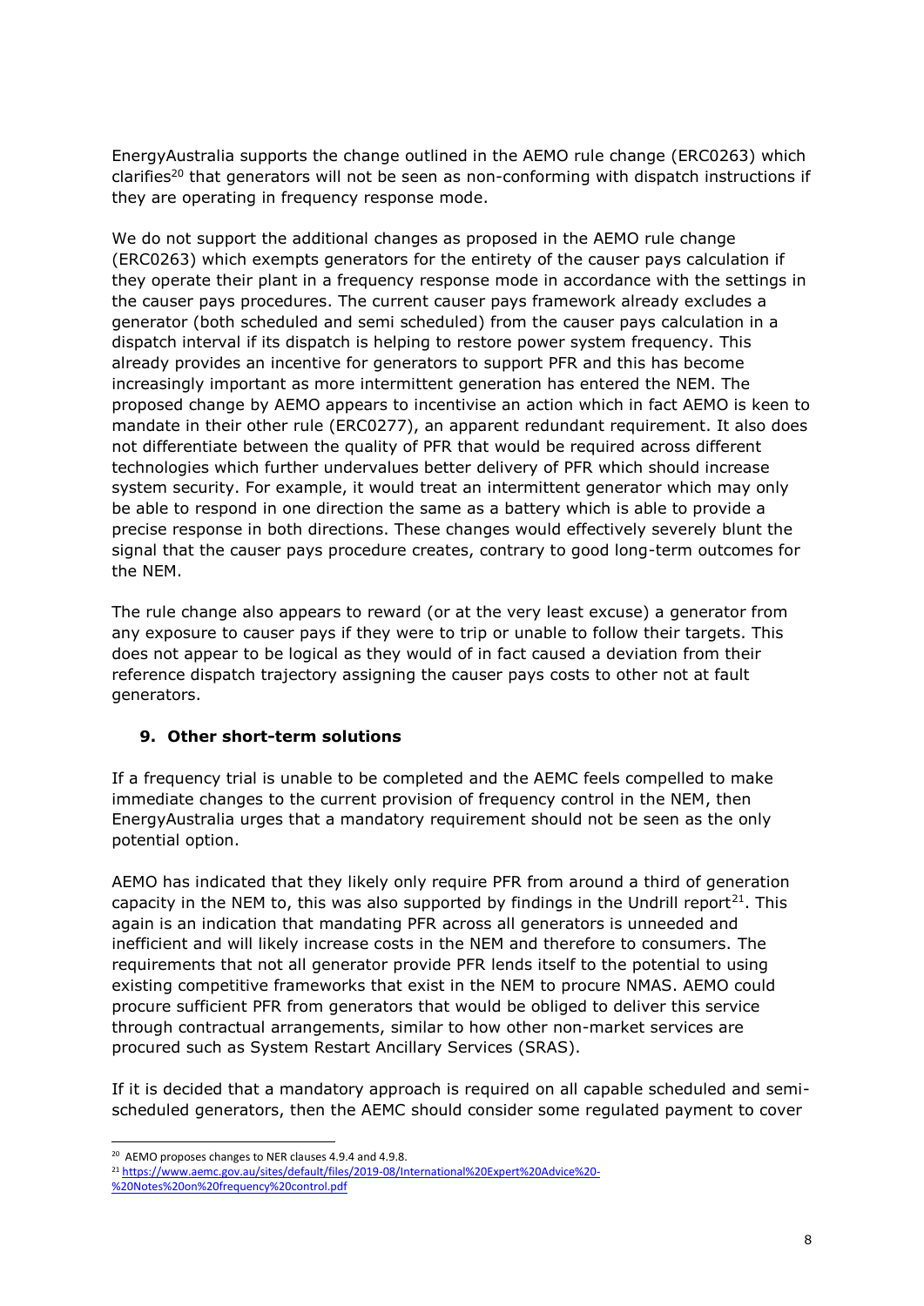EnergyAustralia supports the change outlined in the AEMO rule change (ERC0263) which clarifies[20] that generators will not be seen as non-conforming with dispatch instructions if they are operating in frequency response mode.

We do not support the additional changes as proposed in the AEMO rule change (ERC0263) which exempts generators for the entirety of the causer pays calculation if they operate their plant in a frequency response mode in accordance with the settings in the causer pays procedures. The current causer pays framework already excludes a generator (both scheduled and semi scheduled) from the causer pays calculation in a dispatch interval if its dispatch is helping to restore power system frequency. This already provides an incentive for generators to support PFR and this has become increasingly important as more intermittent generation has entered the NEM. The proposed change by AEMO appears to incentivise an action which in fact AEMO is keen to mandate in their other rule (ERC0277), an apparent redundant requirement. It also does not differentiate between the quality of PFR that would be required across different technologies which further undervalues better delivery of PFR which should increase system security. For example, it would treat an intermittent generator which may only be able to respond in one direction the same as a battery which is able to provide a precise response in both directions. These changes would effectively severely blunt the signal that the causer pays procedure creates, contrary to good long-term outcomes for the NEM.

The rule change also appears to reward (or at the very least excuse) a generator from any exposure to causer pays if they were to trip or unable to follow their targets. This does not appear to be logical as they would of in fact caused a deviation from their reference dispatch trajectory assigning the causer pays costs to other not at fault generators.

## 9. Other short-term solutions

If a frequency trial is unable to be completed and the AEMC feels compelled to make immediate changes to the current provision of frequency control in the NEM, then EnergyAustralia urges that a mandatory requirement should not be seen as the only potential option.

AEMO has indicated that they likely only require PFR from around a third of generation capacity in the NEM to, this was also supported by findings in the Undrill report[21]. This again is an indication that mandating PFR across all generators is unneeded and inefficient and will likely increase costs in the NEM and therefore to consumers. The requirements that not all generator provide PFR lends itself to the potential to using existing competitive frameworks that exist in the NEM to procure NMAS. AEMO could procure sufficient PFR from generators that would be obliged to deliver this service through contractual arrangements, similar to how other non-market services are procured such as System Restart Ancillary Services (SRAS).

If it is decided that a mandatory approach is required on all capable scheduled and semi-scheduled generators, then the AEMC should consider some regulated payment to cover

[20] AEMO proposes changes to NER clauses 4.9.4 and 4.9.8.

[21] https://www.aemc.gov.au/sites/default/files/2019-08/International%20Expert%20Advice%20-%20Notes%20on%20frequency%20control.pdf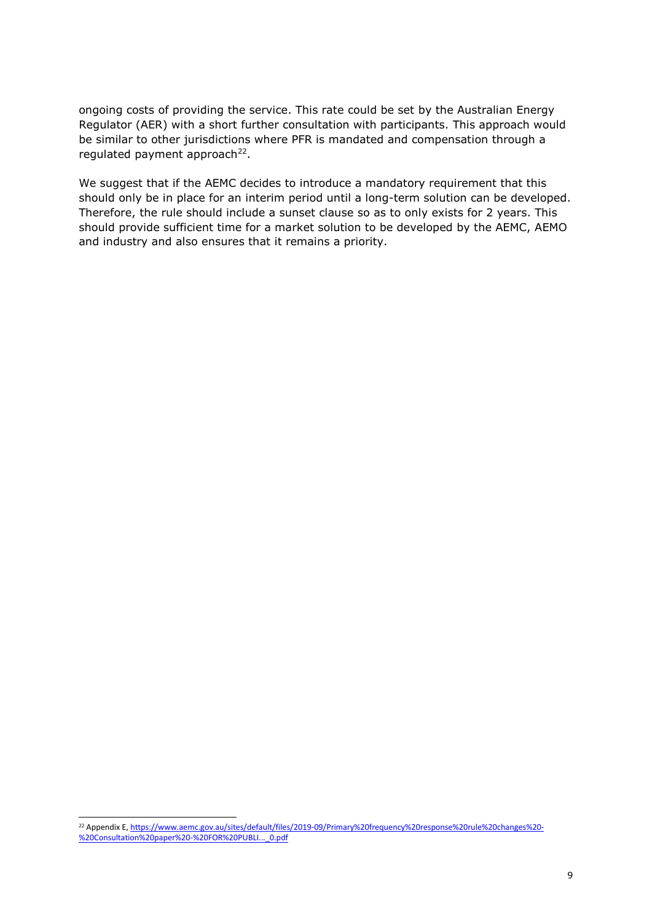ongoing costs of providing the service. This rate could be set by the Australian Energy Regulator (AER) with a short further consultation with participants. This approach would be similar to other jurisdictions where PFR is mandated and compensation through a regulated payment approach[22].

We suggest that if the AEMC decides to introduce a mandatory requirement that this should only be in place for an interim period until a long-term solution can be developed. Therefore, the rule should include a sunset clause so as to only exists for 2 years. This should provide sufficient time for a market solution to be developed by the AEMC, AEMO and industry and also ensures that it remains a priority.

[22] Appendix E, https://www.aemc.gov.au/sites/default/files/2019-09/Primary%20frequency%20response%20rule%20changes%20-%20Consultation%20paper%20-%20FOR%20PUBLI..._0.pdf